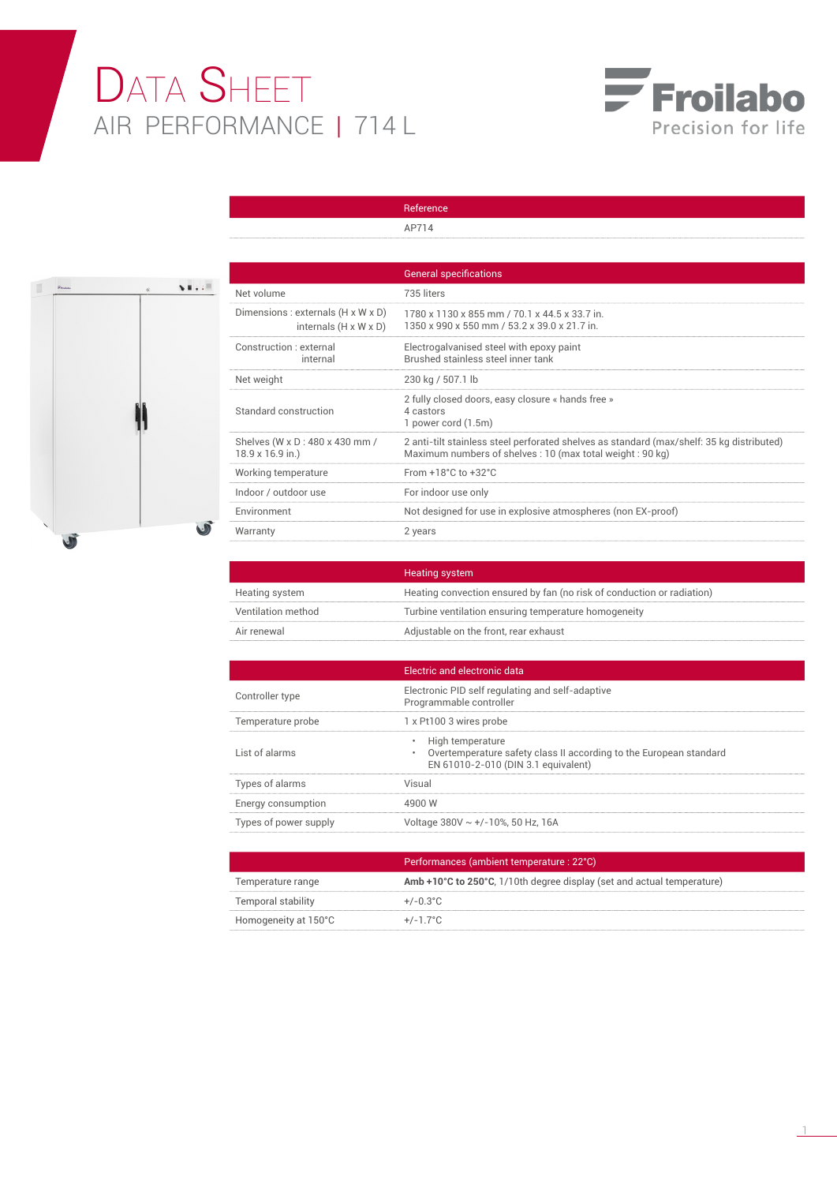# DATA SHEET

## AIR PERFORMANCE | 714 L

Froilabo
Precision for life

| | Reference |
|---|---|
| | AP714 |

| | General specifications |
|---|---|
| Net volume | 735 liters |
| Dimensions : externals (H x W x D)<br>internals (H x W x D) | 1780 x 1130 x 855 mm / 70.1 x 44.5 x 33.7 in.<br>1350 x 990 x 550 mm / 53.2 x 39.0 x 21.7 in. |
| Construction : external<br>internal | Electrogalvanised steel with epoxy paint<br>Brushed stainless steel inner tank |
| Net weight | 230 kg / 507.1 lb |
| Standard construction | 2 fully closed doors, easy closure « hands free »<br>4 castors<br>1 power cord (1.5m) |
| Shelves (W x D : 480 x 430 mm / 18.9 x 16.9 in.) | 2 anti-tilt stainless steel perforated shelves as standard (max/shelf: 35 kg distributed)<br>Maximum numbers of shelves : 10 (max total weight : 90 kg) |
| Working temperature | From +18°C to +32°C |
| Indoor / outdoor use | For indoor use only |
| Environment | Not designed for use in explosive atmospheres (non EX-proof) |
| Warranty | 2 years |

| | Heating system |
|---|---|
| Heating system | Heating convection ensured by fan (no risk of conduction or radiation) |
| Ventilation method | Turbine ventilation ensuring temperature homogeneity |
| Air renewal | Adjustable on the front, rear exhaust |

| | Electric and electronic data |
|---|---|
| Controller type | Electronic PID self regulating and self-adaptive<br>Programmable controller |
| Temperature probe | 1 x Pt100 3 wires probe |
| List of alarms | • High temperature<br>• Overtemperature safety class II according to the European standard EN 61010-2-010 (DIN 3.1 equivalent) |
| Types of alarms | Visual |
| Energy consumption | 4900 W |
| Types of power supply | Voltage 380V ~ +/-10%, 50 Hz, 16A |

| | Performances (ambient temperature : 22°C) |
|---|---|
| Temperature range | **Amb +10°C to 250°C**, 1/10th degree display (set and actual temperature) |
| Temporal stability | +/-0.3°C |
| Homogeneity at 150°C | +/-1.7°C |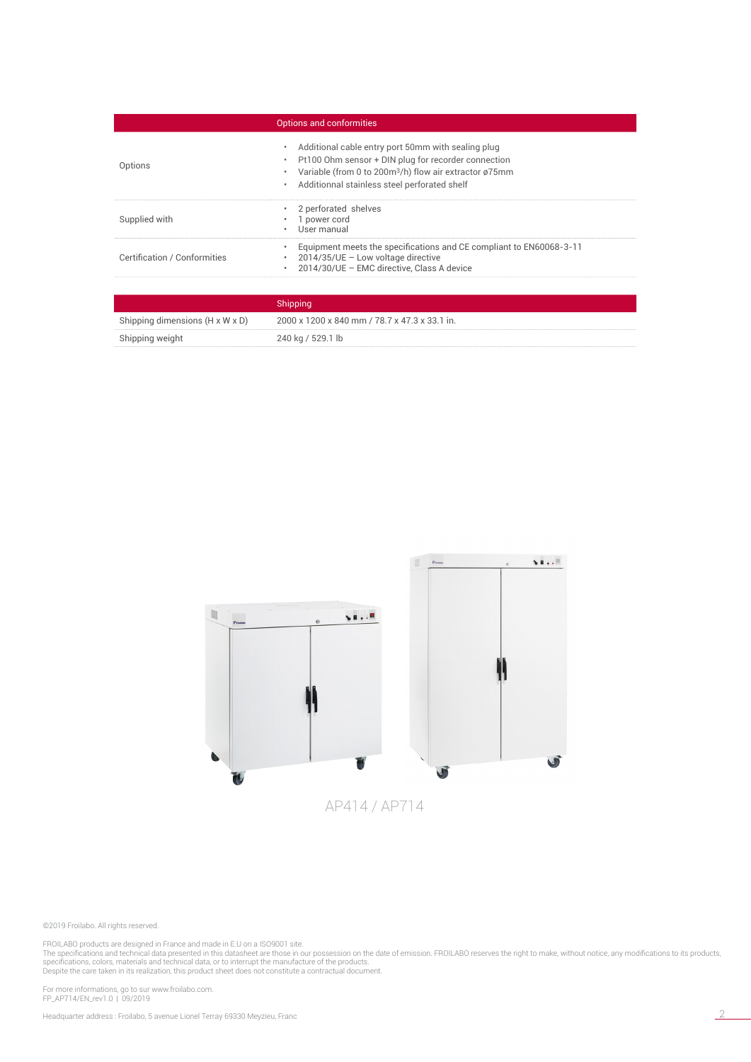| Options and conformities | |
|---|---|
| Options | • Additional cable entry port 50mm with sealing plug<br>• Pt100 Ohm sensor + DIN plug for recorder connection<br>• Variable (from 0 to 200m³/h) flow air extractor ø75mm<br>• Additionnal stainless steel perforated shelf |
| Supplied with | • 2 perforated shelves<br>• 1 power cord<br>• User manual |
| Certification / Conformities | • Equipment meets the specifications and CE compliant to EN60068-3-11<br>• 2014/35/UE – Low voltage directive<br>• 2014/30/UE – EMC directive, Class A device |

| Shipping | |
|---|---|
| Shipping dimensions (H x W x D) | 2000 x 1200 x 840 mm / 78.7 x 47.3 x 33.1 in. |
| Shipping weight | 240 kg / 529.1 lb |

AP414 / AP714

©2019 Froilabo. All rights reserved.

FROILABO products are designed in France and made in E.U on a ISO9001 site.
The specifications and technical data presented in this datasheet are those in our possession on the date of emission. FROILABO reserves the right to make, without notice, any modifications to its products, specifications, colors, materials and technical data, or to interrupt the manufacture of the products.
Despite the care taken in its realization, this product sheet does not constitute a contractual document.

For more informations, go to sur www.froilabo.com.
FP_AP714/EN_rev1.0 | 09/2019

Headquarter address : Froilabo, 5 avenue Lionel Terray 69330 Meyzieu, Franc